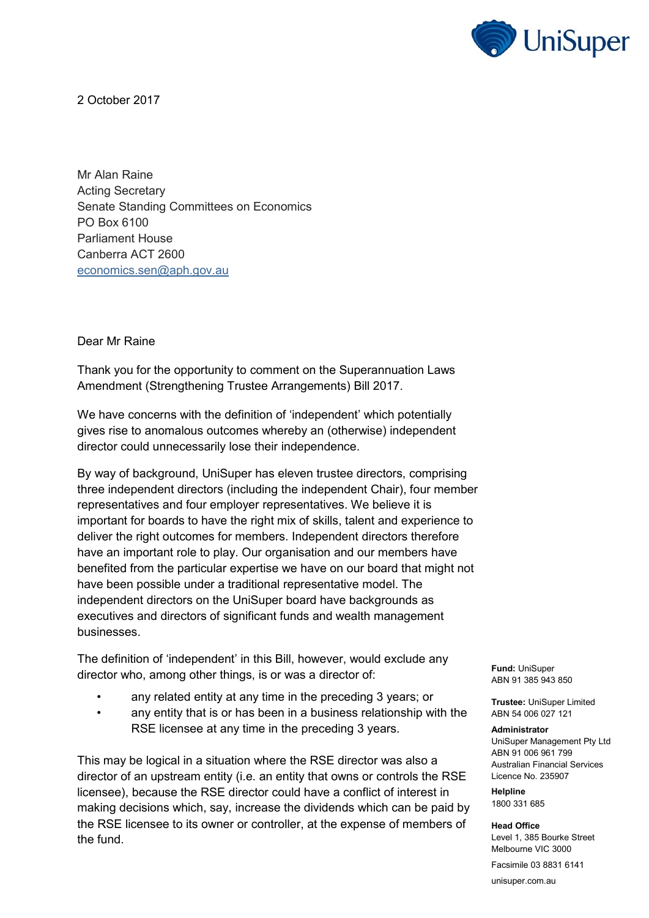UniSuper

2 October 2017

Mr Alan Raine
Acting Secretary
Senate Standing Committees on Economics
PO Box 6100
Parliament House
Canberra ACT 2600
economics.sen@aph.gov.au

Dear Mr Raine

Thank you for the opportunity to comment on the Superannuation Laws Amendment (Strengthening Trustee Arrangements) Bill 2017.

We have concerns with the definition of 'independent' which potentially gives rise to anomalous outcomes whereby an (otherwise) independent director could unnecessarily lose their independence.

By way of background, UniSuper has eleven trustee directors, comprising three independent directors (including the independent Chair), four member representatives and four employer representatives. We believe it is important for boards to have the right mix of skills, talent and experience to deliver the right outcomes for members. Independent directors therefore have an important role to play. Our organisation and our members have benefited from the particular expertise we have on our board that might not have been possible under a traditional representative model. The independent directors on the UniSuper board have backgrounds as executives and directors of significant funds and wealth management businesses.

The definition of 'independent' in this Bill, however, would exclude any director who, among other things, is or was a director of:

- any related entity at any time in the preceding 3 years; or
- any entity that is or has been in a business relationship with the RSE licensee at any time in the preceding 3 years.

This may be logical in a situation where the RSE director was also a director of an upstream entity (i.e. an entity that owns or controls the RSE licensee), because the RSE director could have a conflict of interest in making decisions which, say, increase the dividends which can be paid by the RSE licensee to its owner or controller, at the expense of members of the fund.

**Fund:** UniSuper
ABN 91 385 943 850

**Trustee:** UniSuper Limited
ABN 54 006 027 121

**Administrator**
UniSuper Management Pty Ltd
ABN 91 006 961 799
Australian Financial Services Licence No. 235907

**Helpline**
1800 331 685

**Head Office**
Level 1, 385 Bourke Street
Melbourne VIC 3000

Facsimile 03 8831 6141

unisuper.com.au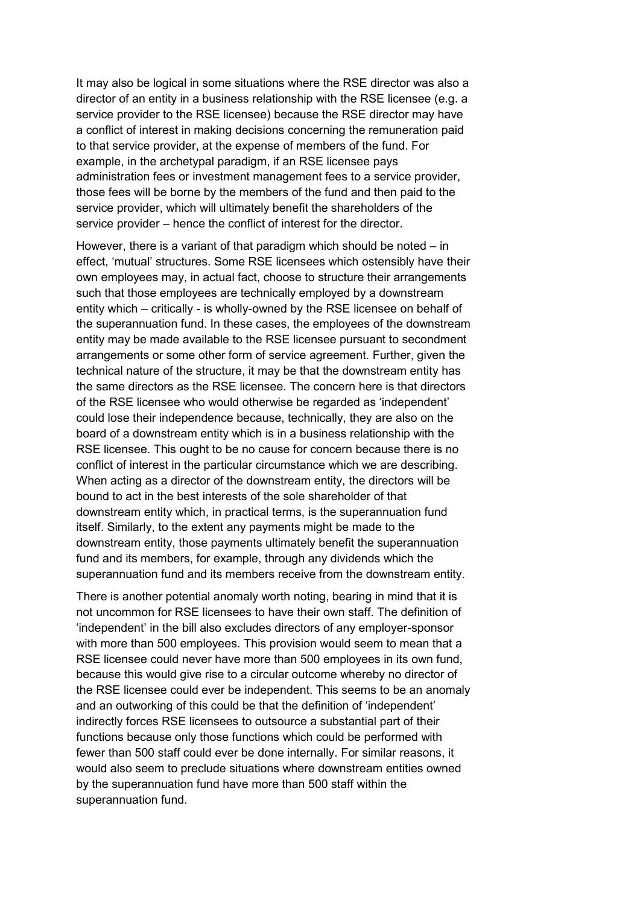It may also be logical in some situations where the RSE director was also a director of an entity in a business relationship with the RSE licensee (e.g. a service provider to the RSE licensee) because the RSE director may have a conflict of interest in making decisions concerning the remuneration paid to that service provider, at the expense of members of the fund. For example, in the archetypal paradigm, if an RSE licensee pays administration fees or investment management fees to a service provider, those fees will be borne by the members of the fund and then paid to the service provider, which will ultimately benefit the shareholders of the service provider – hence the conflict of interest for the director.

However, there is a variant of that paradigm which should be noted – in effect, 'mutual' structures. Some RSE licensees which ostensibly have their own employees may, in actual fact, choose to structure their arrangements such that those employees are technically employed by a downstream entity which – critically - is wholly-owned by the RSE licensee on behalf of the superannuation fund. In these cases, the employees of the downstream entity may be made available to the RSE licensee pursuant to secondment arrangements or some other form of service agreement. Further, given the technical nature of the structure, it may be that the downstream entity has the same directors as the RSE licensee. The concern here is that directors of the RSE licensee who would otherwise be regarded as 'independent' could lose their independence because, technically, they are also on the board of a downstream entity which is in a business relationship with the RSE licensee. This ought to be no cause for concern because there is no conflict of interest in the particular circumstance which we are describing. When acting as a director of the downstream entity, the directors will be bound to act in the best interests of the sole shareholder of that downstream entity which, in practical terms, is the superannuation fund itself. Similarly, to the extent any payments might be made to the downstream entity, those payments ultimately benefit the superannuation fund and its members, for example, through any dividends which the superannuation fund and its members receive from the downstream entity.

There is another potential anomaly worth noting, bearing in mind that it is not uncommon for RSE licensees to have their own staff. The definition of 'independent' in the bill also excludes directors of any employer-sponsor with more than 500 employees. This provision would seem to mean that a RSE licensee could never have more than 500 employees in its own fund, because this would give rise to a circular outcome whereby no director of the RSE licensee could ever be independent. This seems to be an anomaly and an outworking of this could be that the definition of 'independent' indirectly forces RSE licensees to outsource a substantial part of their functions because only those functions which could be performed with fewer than 500 staff could ever be done internally. For similar reasons, it would also seem to preclude situations where downstream entities owned by the superannuation fund have more than 500 staff within the superannuation fund.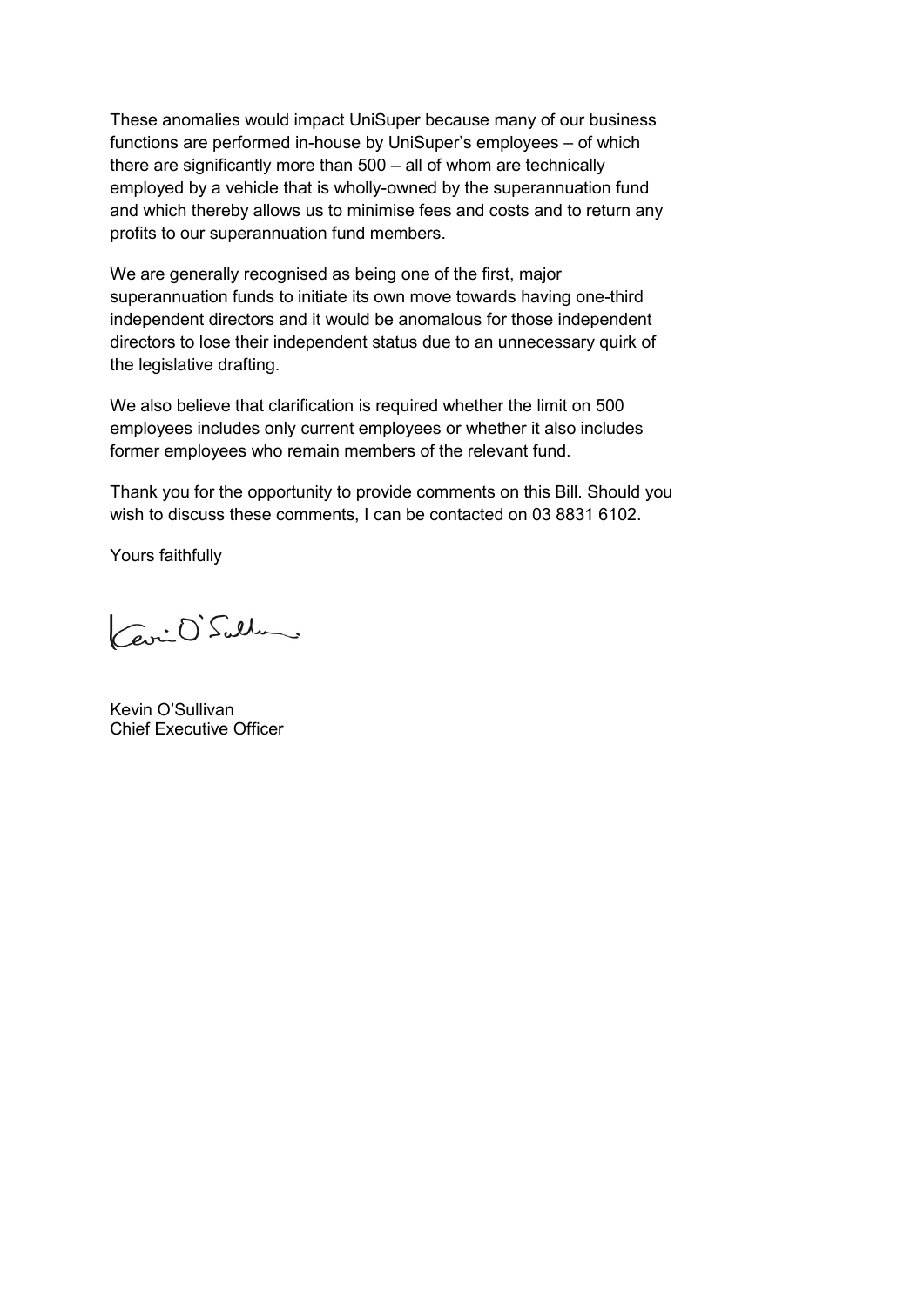These anomalies would impact UniSuper because many of our business functions are performed in-house by UniSuper's employees – of which there are significantly more than 500 – all of whom are technically employed by a vehicle that is wholly-owned by the superannuation fund and which thereby allows us to minimise fees and costs and to return any profits to our superannuation fund members.

We are generally recognised as being one of the first, major superannuation funds to initiate its own move towards having one-third independent directors and it would be anomalous for those independent directors to lose their independent status due to an unnecessary quirk of the legislative drafting.

We also believe that clarification is required whether the limit on 500 employees includes only current employees or whether it also includes former employees who remain members of the relevant fund.

Thank you for the opportunity to provide comments on this Bill. Should you wish to discuss these comments, I can be contacted on 03 8831 6102.

Yours faithfully

Kevin O'Sullivan
Chief Executive Officer